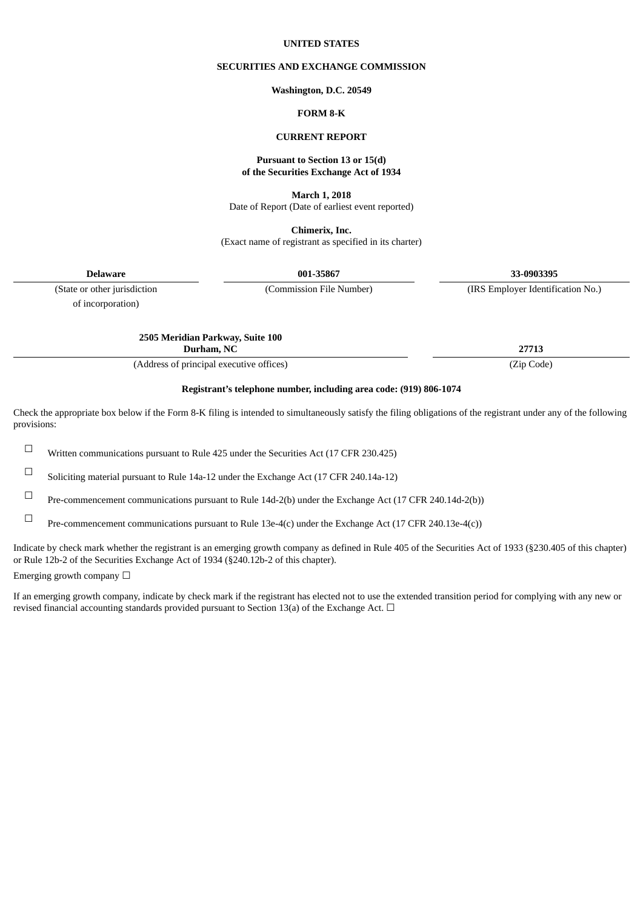**UNITED STATES**

**SECURITIES AND EXCHANGE COMMISSION**

**Washington, D.C. 20549**

**FORM 8-K**

**CURRENT REPORT**

**Pursuant to Section 13 or 15(d)**
**of the Securities Exchange Act of 1934**

**March 1, 2018**
Date of Report (Date of earliest event reported)

**Chimerix, Inc.**
(Exact name of registrant as specified in its charter)

| **Delaware** | **001-35867** | **33-0903395** |
|---|---|---|
| (State or other jurisdiction of incorporation) | (Commission File Number) | (IRS Employer Identification No.) |

| **2505 Meridian Parkway, Suite 100 Durham, NC** | **27713** |
|---|---|
| (Address of principal executive offices) | (Zip Code) |

**Registrant's telephone number, including area code: (919) 806-1074**

Check the appropriate box below if the Form 8-K filing is intended to simultaneously satisfy the filing obligations of the registrant under any of the following provisions:

☐ Written communications pursuant to Rule 425 under the Securities Act (17 CFR 230.425)

☐ Soliciting material pursuant to Rule 14a-12 under the Exchange Act (17 CFR 240.14a-12)

☐ Pre-commencement communications pursuant to Rule 14d-2(b) under the Exchange Act (17 CFR 240.14d-2(b))

☐ Pre-commencement communications pursuant to Rule 13e-4(c) under the Exchange Act (17 CFR 240.13e-4(c))

Indicate by check mark whether the registrant is an emerging growth company as defined in Rule 405 of the Securities Act of 1933 (§230.405 of this chapter) or Rule 12b-2 of the Securities Exchange Act of 1934 (§240.12b-2 of this chapter).

Emerging growth company ☐

If an emerging growth company, indicate by check mark if the registrant has elected not to use the extended transition period for complying with any new or revised financial accounting standards provided pursuant to Section 13(a) of the Exchange Act. ☐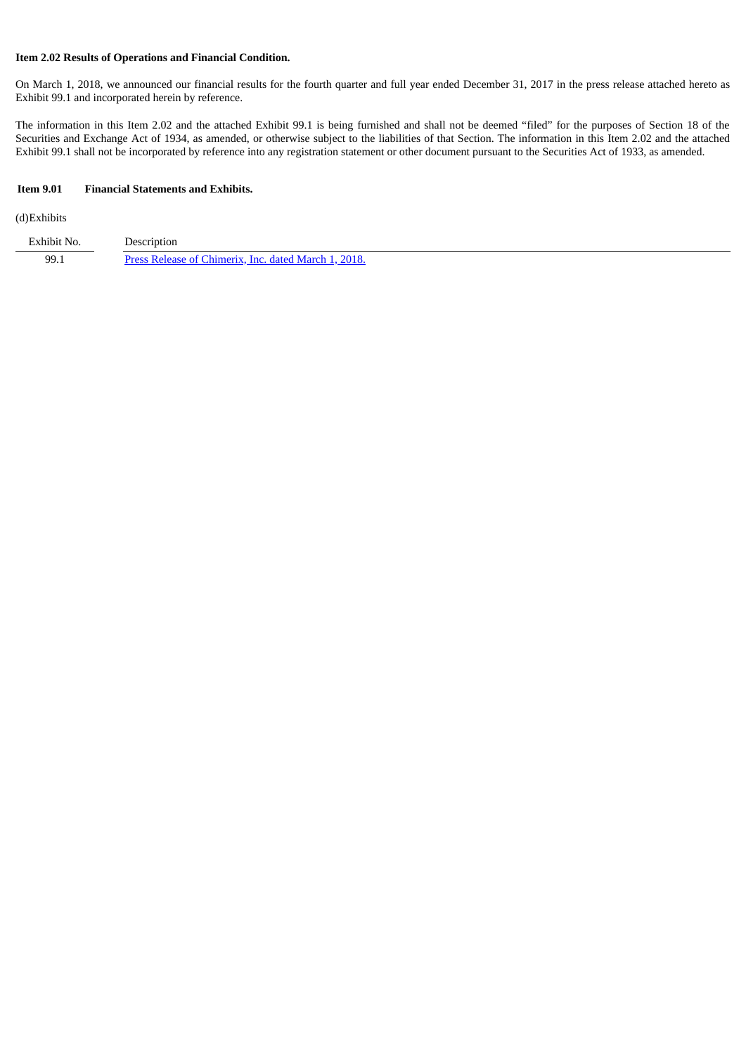**Item 2.02 Results of Operations and Financial Condition.**

On March 1, 2018, we announced our financial results for the fourth quarter and full year ended December 31, 2017 in the press release attached hereto as Exhibit 99.1 and incorporated herein by reference.

The information in this Item 2.02 and the attached Exhibit 99.1 is being furnished and shall not be deemed “filed” for the purposes of Section 18 of the Securities and Exchange Act of 1934, as amended, or otherwise subject to the liabilities of that Section. The information in this Item 2.02 and the attached Exhibit 99.1 shall not be incorporated by reference into any registration statement or other document pursuant to the Securities Act of 1933, as amended.

**Item 9.01 Financial Statements and Exhibits.**

(d)Exhibits

| Exhibit No. | Description |
|---|---|
| 99.1 | Press Release of Chimerix, Inc. dated March 1, 2018. |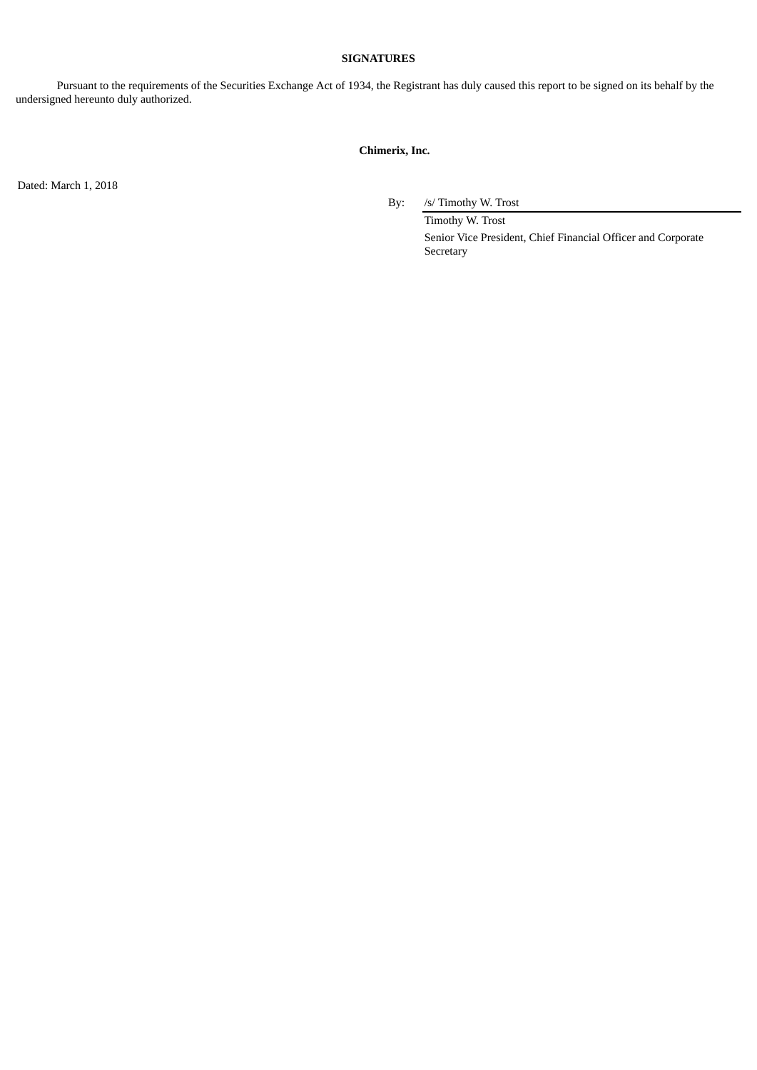**SIGNATURES**

Pursuant to the requirements of the Securities Exchange Act of 1934, the Registrant has duly caused this report to be signed on its behalf by the undersigned hereunto duly authorized.

**Chimerix, Inc.**

Dated: March 1, 2018

By: /s/ Timothy W. Trost

Timothy W. Trost

Senior Vice President, Chief Financial Officer and Corporate Secretary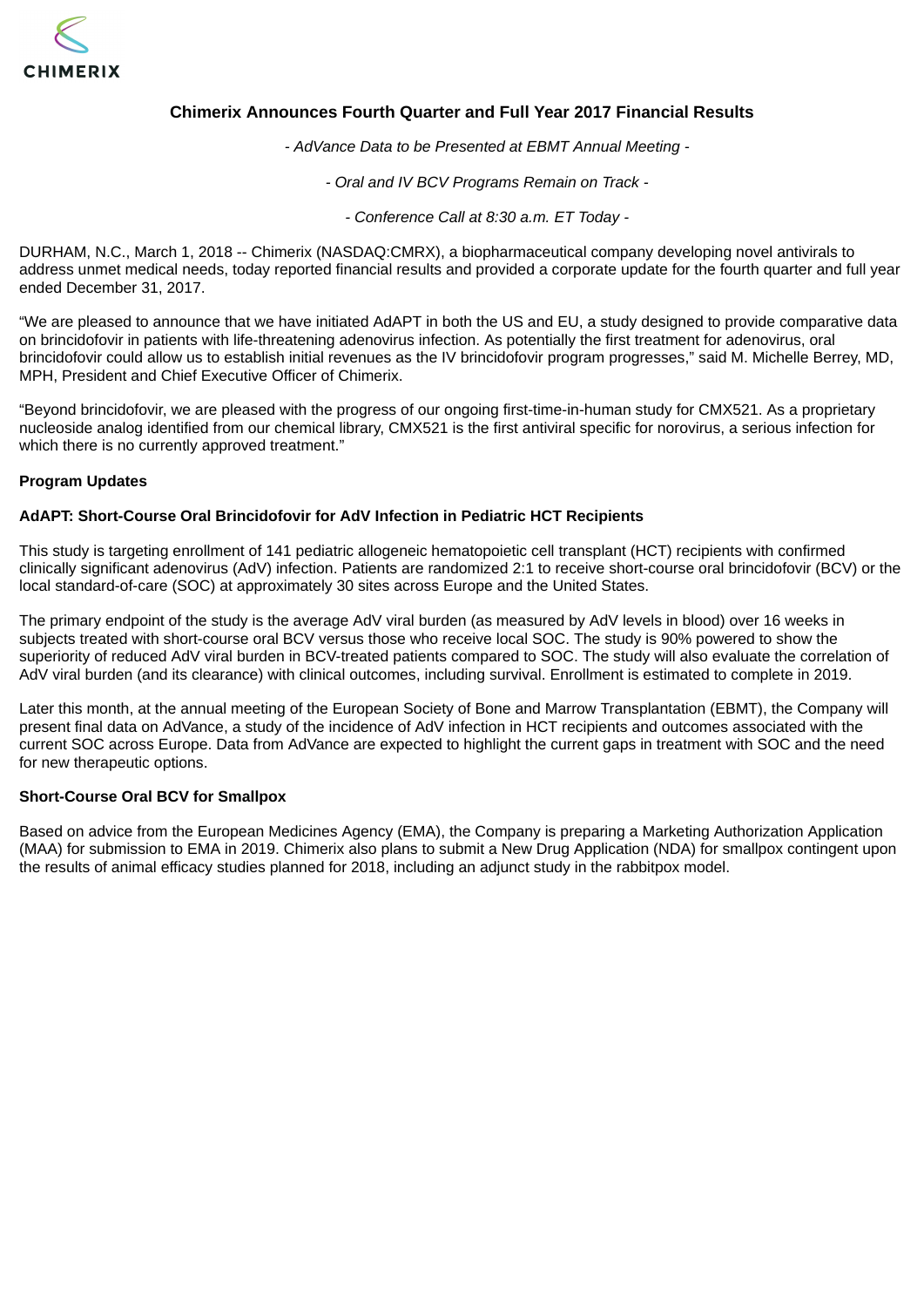CHIMERIX

# Chimerix Announces Fourth Quarter and Full Year 2017 Financial Results

*- AdVance Data to be Presented at EBMT Annual Meeting -*

*- Oral and IV BCV Programs Remain on Track -*

*- Conference Call at 8:30 a.m. ET Today -*

DURHAM, N.C., March 1, 2018 -- Chimerix (NASDAQ:CMRX), a biopharmaceutical company developing novel antivirals to address unmet medical needs, today reported financial results and provided a corporate update for the fourth quarter and full year ended December 31, 2017.

"We are pleased to announce that we have initiated AdAPT in both the US and EU, a study designed to provide comparative data on brincidofovir in patients with life-threatening adenovirus infection. As potentially the first treatment for adenovirus, oral brincidofovir could allow us to establish initial revenues as the IV brincidofovir program progresses," said M. Michelle Berrey, MD, MPH, President and Chief Executive Officer of Chimerix.

"Beyond brincidofovir, we are pleased with the progress of our ongoing first-time-in-human study for CMX521. As a proprietary nucleoside analog identified from our chemical library, CMX521 is the first antiviral specific for norovirus, a serious infection for which there is no currently approved treatment."

**Program Updates**

**AdAPT: Short-Course Oral Brincidofovir for AdV Infection in Pediatric HCT Recipients**

This study is targeting enrollment of 141 pediatric allogeneic hematopoietic cell transplant (HCT) recipients with confirmed clinically significant adenovirus (AdV) infection. Patients are randomized 2:1 to receive short-course oral brincidofovir (BCV) or the local standard-of-care (SOC) at approximately 30 sites across Europe and the United States.

The primary endpoint of the study is the average AdV viral burden (as measured by AdV levels in blood) over 16 weeks in subjects treated with short-course oral BCV versus those who receive local SOC. The study is 90% powered to show the superiority of reduced AdV viral burden in BCV-treated patients compared to SOC. The study will also evaluate the correlation of AdV viral burden (and its clearance) with clinical outcomes, including survival. Enrollment is estimated to complete in 2019.

Later this month, at the annual meeting of the European Society of Bone and Marrow Transplantation (EBMT), the Company will present final data on AdVance, a study of the incidence of AdV infection in HCT recipients and outcomes associated with the current SOC across Europe. Data from AdVance are expected to highlight the current gaps in treatment with SOC and the need for new therapeutic options.

**Short-Course Oral BCV for Smallpox**

Based on advice from the European Medicines Agency (EMA), the Company is preparing a Marketing Authorization Application (MAA) for submission to EMA in 2019. Chimerix also plans to submit a New Drug Application (NDA) for smallpox contingent upon the results of animal efficacy studies planned for 2018, including an adjunct study in the rabbitpox model.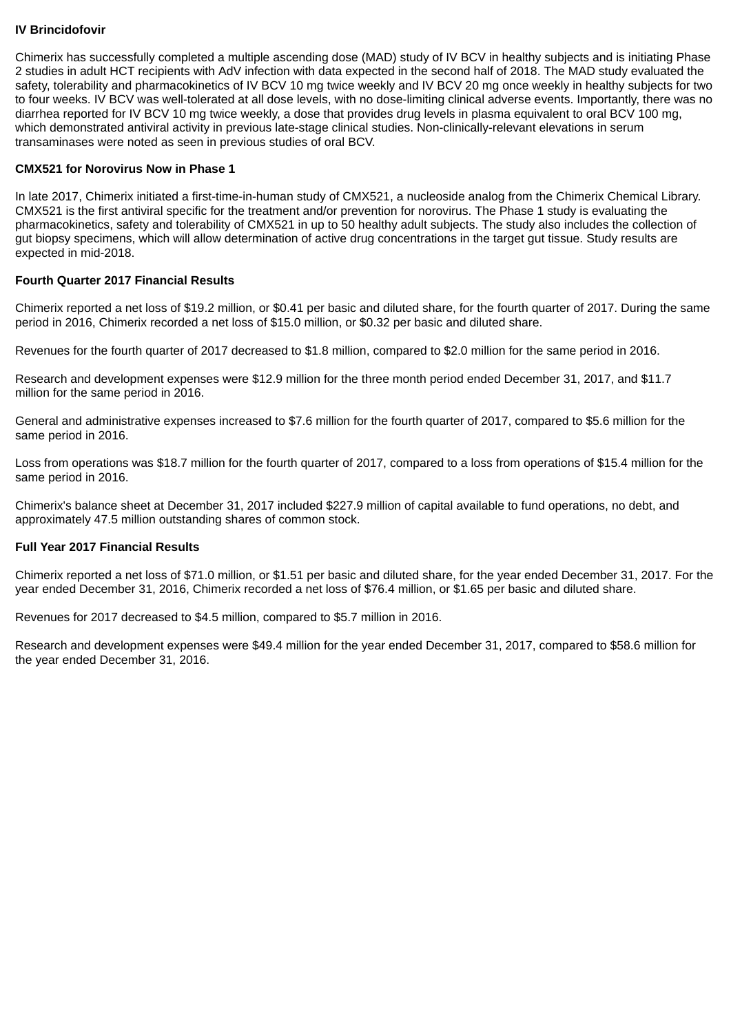**IV Brincidofovir**

Chimerix has successfully completed a multiple ascending dose (MAD) study of IV BCV in healthy subjects and is initiating Phase 2 studies in adult HCT recipients with AdV infection with data expected in the second half of 2018. The MAD study evaluated the safety, tolerability and pharmacokinetics of IV BCV 10 mg twice weekly and IV BCV 20 mg once weekly in healthy subjects for two to four weeks. IV BCV was well-tolerated at all dose levels, with no dose-limiting clinical adverse events. Importantly, there was no diarrhea reported for IV BCV 10 mg twice weekly, a dose that provides drug levels in plasma equivalent to oral BCV 100 mg, which demonstrated antiviral activity in previous late-stage clinical studies. Non-clinically-relevant elevations in serum transaminases were noted as seen in previous studies of oral BCV.

**CMX521 for Norovirus Now in Phase 1**

In late 2017, Chimerix initiated a first-time-in-human study of CMX521, a nucleoside analog from the Chimerix Chemical Library. CMX521 is the first antiviral specific for the treatment and/or prevention for norovirus. The Phase 1 study is evaluating the pharmacokinetics, safety and tolerability of CMX521 in up to 50 healthy adult subjects. The study also includes the collection of gut biopsy specimens, which will allow determination of active drug concentrations in the target gut tissue. Study results are expected in mid-2018.

**Fourth Quarter 2017 Financial Results**

Chimerix reported a net loss of $19.2 million, or $0.41 per basic and diluted share, for the fourth quarter of 2017. During the same period in 2016, Chimerix recorded a net loss of $15.0 million, or $0.32 per basic and diluted share.

Revenues for the fourth quarter of 2017 decreased to $1.8 million, compared to $2.0 million for the same period in 2016.

Research and development expenses were $12.9 million for the three month period ended December 31, 2017, and $11.7 million for the same period in 2016.

General and administrative expenses increased to $7.6 million for the fourth quarter of 2017, compared to $5.6 million for the same period in 2016.

Loss from operations was $18.7 million for the fourth quarter of 2017, compared to a loss from operations of $15.4 million for the same period in 2016.

Chimerix's balance sheet at December 31, 2017 included $227.9 million of capital available to fund operations, no debt, and approximately 47.5 million outstanding shares of common stock.

**Full Year 2017 Financial Results**

Chimerix reported a net loss of $71.0 million, or $1.51 per basic and diluted share, for the year ended December 31, 2017. For the year ended December 31, 2016, Chimerix recorded a net loss of $76.4 million, or $1.65 per basic and diluted share.

Revenues for 2017 decreased to $4.5 million, compared to $5.7 million in 2016.

Research and development expenses were $49.4 million for the year ended December 31, 2017, compared to $58.6 million for the year ended December 31, 2016.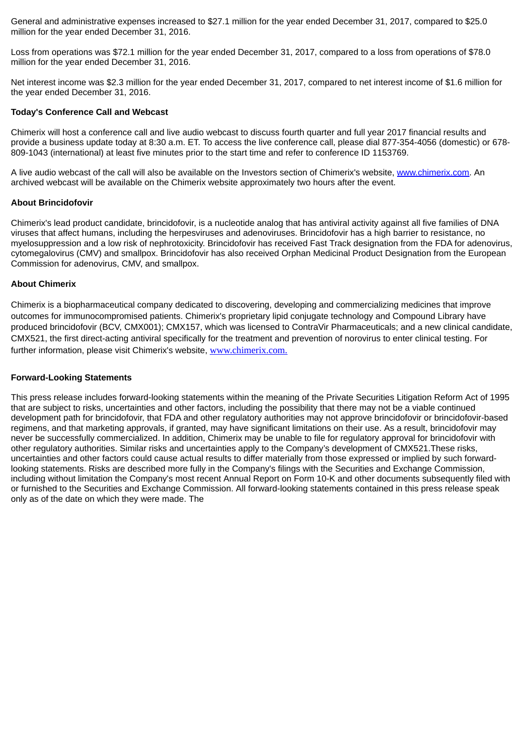General and administrative expenses increased to $27.1 million for the year ended December 31, 2017, compared to $25.0 million for the year ended December 31, 2016.

Loss from operations was $72.1 million for the year ended December 31, 2017, compared to a loss from operations of $78.0 million for the year ended December 31, 2016.

Net interest income was $2.3 million for the year ended December 31, 2017, compared to net interest income of $1.6 million for the year ended December 31, 2016.

**Today's Conference Call and Webcast**

Chimerix will host a conference call and live audio webcast to discuss fourth quarter and full year 2017 financial results and provide a business update today at 8:30 a.m. ET. To access the live conference call, please dial 877-354-4056 (domestic) or 678-809-1043 (international) at least five minutes prior to the start time and refer to conference ID 1153769.

A live audio webcast of the call will also be available on the Investors section of Chimerix's website, www.chimerix.com. An archived webcast will be available on the Chimerix website approximately two hours after the event.

**About Brincidofovir**

Chimerix's lead product candidate, brincidofovir, is a nucleotide analog that has antiviral activity against all five families of DNA viruses that affect humans, including the herpesviruses and adenoviruses. Brincidofovir has a high barrier to resistance, no myelosuppression and a low risk of nephrotoxicity. Brincidofovir has received Fast Track designation from the FDA for adenovirus, cytomegalovirus (CMV) and smallpox. Brincidofovir has also received Orphan Medicinal Product Designation from the European Commission for adenovirus, CMV, and smallpox.

**About Chimerix**

Chimerix is a biopharmaceutical company dedicated to discovering, developing and commercializing medicines that improve outcomes for immunocompromised patients. Chimerix's proprietary lipid conjugate technology and Compound Library have produced brincidofovir (BCV, CMX001); CMX157, which was licensed to ContraVir Pharmaceuticals; and a new clinical candidate, CMX521, the first direct-acting antiviral specifically for the treatment and prevention of norovirus to enter clinical testing. For further information, please visit Chimerix's website, www.chimerix.com.

**Forward-Looking Statements**

This press release includes forward-looking statements within the meaning of the Private Securities Litigation Reform Act of 1995 that are subject to risks, uncertainties and other factors, including the possibility that there may not be a viable continued development path for brincidofovir, that FDA and other regulatory authorities may not approve brincidofovir or brincidofovir-based regimens, and that marketing approvals, if granted, may have significant limitations on their use. As a result, brincidofovir may never be successfully commercialized. In addition, Chimerix may be unable to file for regulatory approval for brincidofovir with other regulatory authorities. Similar risks and uncertainties apply to the Company's development of CMX521.These risks, uncertainties and other factors could cause actual results to differ materially from those expressed or implied by such forward-looking statements. Risks are described more fully in the Company's filings with the Securities and Exchange Commission, including without limitation the Company's most recent Annual Report on Form 10-K and other documents subsequently filed with or furnished to the Securities and Exchange Commission. All forward-looking statements contained in this press release speak only as of the date on which they were made. The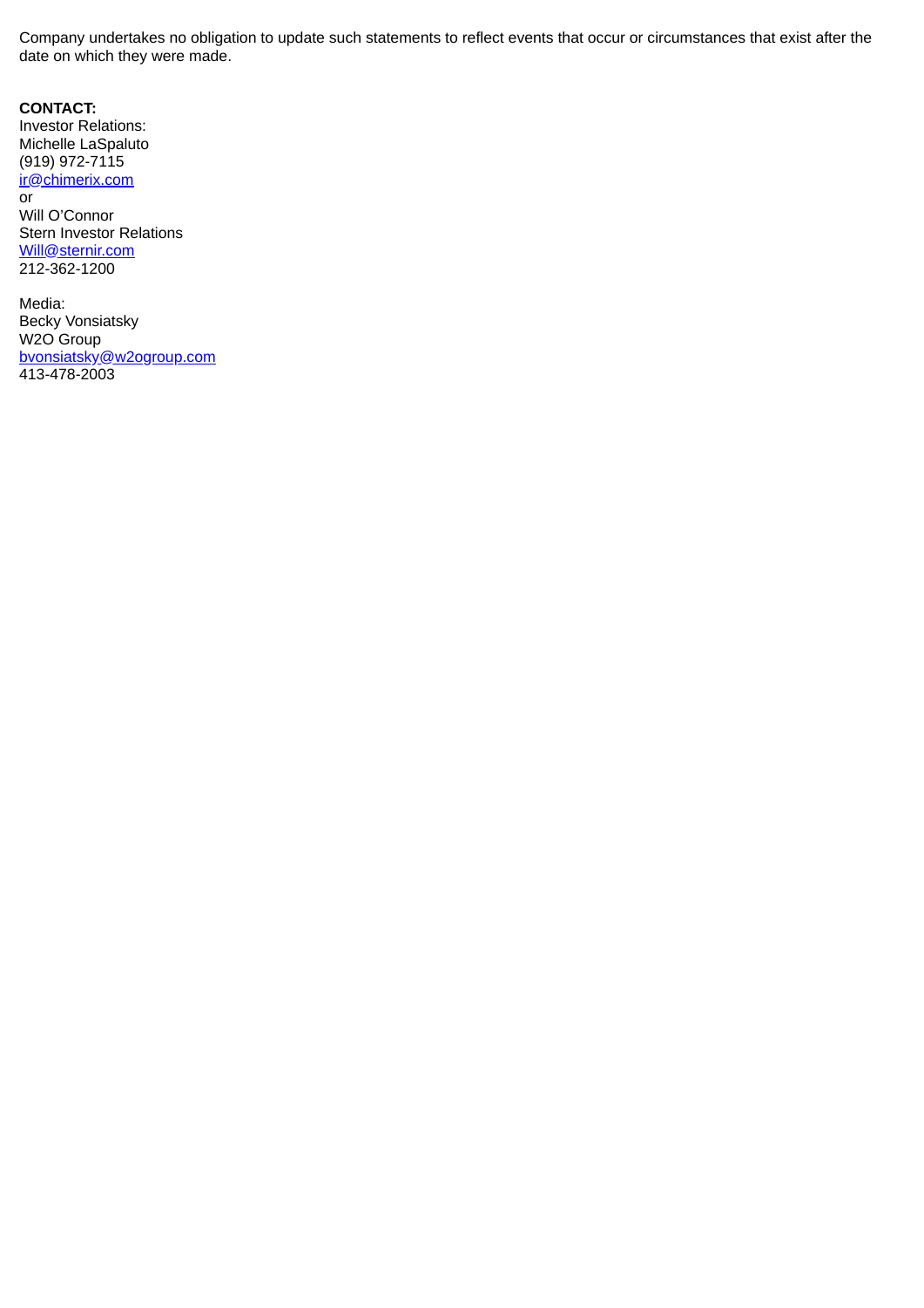Company undertakes no obligation to update such statements to reflect events that occur or circumstances that exist after the date on which they were made.

**CONTACT:**
Investor Relations:
Michelle LaSpaluto
(919) 972-7115
ir@chimerix.com
or
Will O'Connor
Stern Investor Relations
Will@sternir.com
212-362-1200

Media:
Becky Vonsiatsky
W2O Group
bvonsiatsky@w2ogroup.com
413-478-2003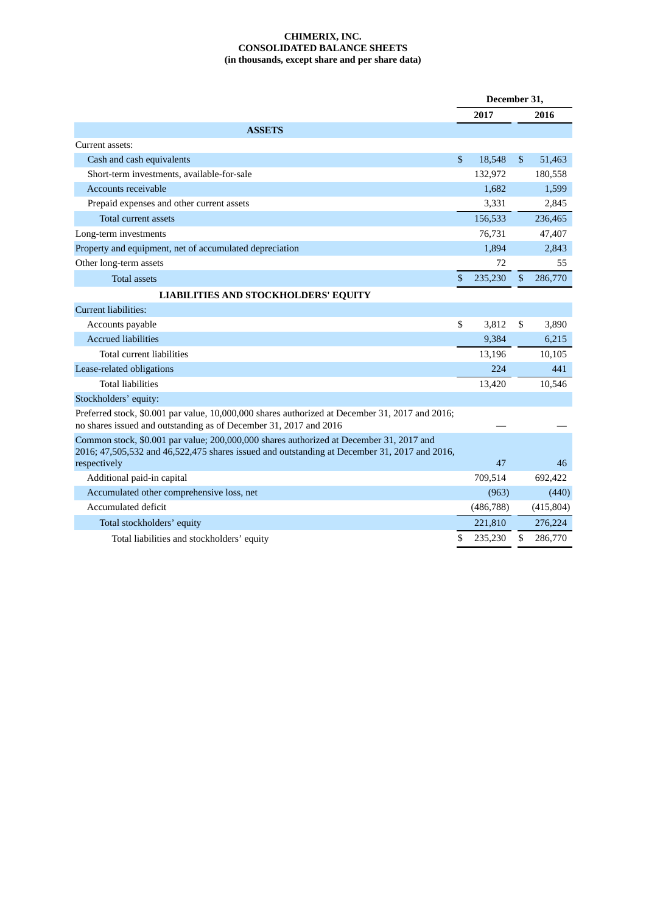**CHIMERIX, INC.**
**CONSOLIDATED BALANCE SHEETS**
**(in thousands, except share and per share data)**

| | December 31, | |
|---|---|---|
| | 2017 | 2016 |
| **ASSETS** | | |
| Current assets: | | |
| Cash and cash equivalents | $ 18,548 | $ 51,463 |
| Short-term investments, available-for-sale | 132,972 | 180,558 |
| Accounts receivable | 1,682 | 1,599 |
| Prepaid expenses and other current assets | 3,331 | 2,845 |
| Total current assets | 156,533 | 236,465 |
| Long-term investments | 76,731 | 47,407 |
| Property and equipment, net of accumulated depreciation | 1,894 | 2,843 |
| Other long-term assets | 72 | 55 |
| Total assets | $ 235,230 | $ 286,770 |
| **LIABILITIES AND STOCKHOLDERS' EQUITY** | | |
| Current liabilities: | | |
| Accounts payable | $ 3,812 | $ 3,890 |
| Accrued liabilities | 9,384 | 6,215 |
| Total current liabilities | 13,196 | 10,105 |
| Lease-related obligations | 224 | 441 |
| Total liabilities | 13,420 | 10,546 |
| Stockholders' equity: | | |
| Preferred stock, $0.001 par value, 10,000,000 shares authorized at December 31, 2017 and 2016; no shares issued and outstanding as of December 31, 2017 and 2016 | — | — |
| Common stock, $0.001 par value; 200,000,000 shares authorized at December 31, 2017 and 2016; 47,505,532 and 46,522,475 shares issued and outstanding at December 31, 2017 and 2016, respectively | 47 | 46 |
| Additional paid-in capital | 709,514 | 692,422 |
| Accumulated other comprehensive loss, net | (963) | (440) |
| Accumulated deficit | (486,788) | (415,804) |
| Total stockholders' equity | 221,810 | 276,224 |
| Total liabilities and stockholders' equity | $ 235,230 | $ 286,770 |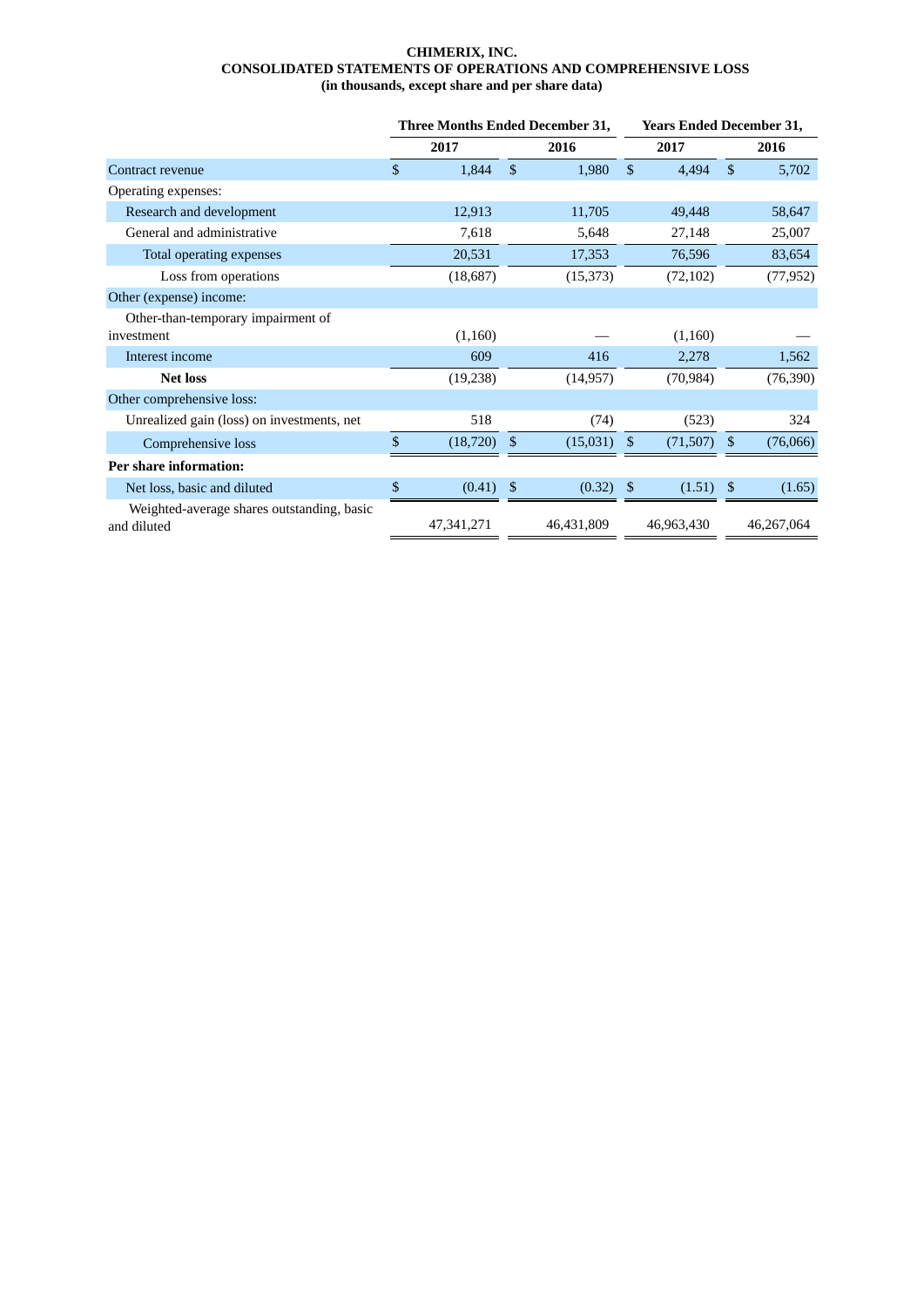**CHIMERIX, INC.**
**CONSOLIDATED STATEMENTS OF OPERATIONS AND COMPREHENSIVE LOSS**
**(in thousands, except share and per share data)**

| | Three Months Ended December 31, | | Years Ended December 31, | |
|---|---|---|---|---|
| | 2017 | 2016 | 2017 | 2016 |
| Contract revenue | $ 1,844 | $ 1,980 | $ 4,494 | $ 5,702 |
| Operating expenses: | | | | |
| Research and development | 12,913 | 11,705 | 49,448 | 58,647 |
| General and administrative | 7,618 | 5,648 | 27,148 | 25,007 |
| Total operating expenses | 20,531 | 17,353 | 76,596 | 83,654 |
| Loss from operations | (18,687) | (15,373) | (72,102) | (77,952) |
| Other (expense) income: | | | | |
| Other-than-temporary impairment of investment | (1,160) | — | (1,160) | — |
| Interest income | 609 | 416 | 2,278 | 1,562 |
| **Net loss** | (19,238) | (14,957) | (70,984) | (76,390) |
| Other comprehensive loss: | | | | |
| Unrealized gain (loss) on investments, net | 518 | (74) | (523) | 324 |
| Comprehensive loss | $ (18,720) | $ (15,031) | $ (71,507) | $ (76,066) |
| **Per share information:** | | | | |
| Net loss, basic and diluted | $ (0.41) | $ (0.32) | $ (1.51) | $ (1.65) |
| Weighted-average shares outstanding, basic and diluted | 47,341,271 | 46,431,809 | 46,963,430 | 46,267,064 |